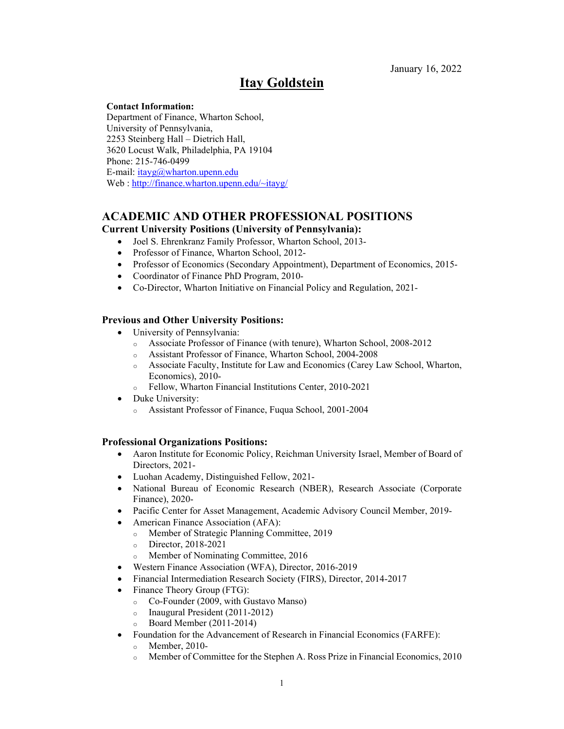January 16, 2022

# Itay Goldstein

**Contact Information:**
Department of Finance, Wharton School,
University of Pennsylvania,
2253 Steinberg Hall – Dietrich Hall,
3620 Locust Walk, Philadelphia, PA 19104
Phone: 215-746-0499
E-mail: itayg@wharton.upenn.edu
Web : http://finance.wharton.upenn.edu/~itayg/

## ACADEMIC AND OTHER PROFESSIONAL POSITIONS

### Current University Positions (University of Pennsylvania):

- Joel S. Ehrenkranz Family Professor, Wharton School, 2013-
- Professor of Finance, Wharton School, 2012-
- Professor of Economics (Secondary Appointment), Department of Economics, 2015-
- Coordinator of Finance PhD Program, 2010-
- Co-Director, Wharton Initiative on Financial Policy and Regulation, 2021-

### Previous and Other University Positions:

- University of Pennsylvania:
  - Associate Professor of Finance (with tenure), Wharton School, 2008-2012
  - Assistant Professor of Finance, Wharton School, 2004-2008
  - Associate Faculty, Institute for Law and Economics (Carey Law School, Wharton, Economics), 2010-
  - Fellow, Wharton Financial Institutions Center, 2010-2021
- Duke University:
  - Assistant Professor of Finance, Fuqua School, 2001-2004

### Professional Organizations Positions:

- Aaron Institute for Economic Policy, Reichman University Israel, Member of Board of Directors, 2021-
- Luohan Academy, Distinguished Fellow, 2021-
- National Bureau of Economic Research (NBER), Research Associate (Corporate Finance), 2020-
- Pacific Center for Asset Management, Academic Advisory Council Member, 2019-
- American Finance Association (AFA):
  - Member of Strategic Planning Committee, 2019
  - Director, 2018-2021
  - Member of Nominating Committee, 2016
- Western Finance Association (WFA), Director, 2016-2019
- Financial Intermediation Research Society (FIRS), Director, 2014-2017
- Finance Theory Group (FTG):
  - Co-Founder (2009, with Gustavo Manso)
  - Inaugural President (2011-2012)
  - Board Member (2011-2014)
- Foundation for the Advancement of Research in Financial Economics (FARFE):
  - Member, 2010-
  - Member of Committee for the Stephen A. Ross Prize in Financial Economics, 2010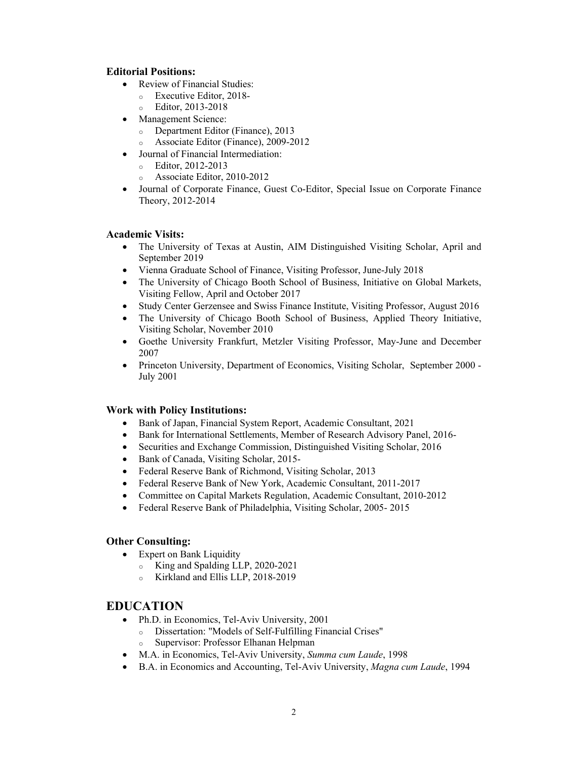**Editorial Positions:**

- Review of Financial Studies:
  - Executive Editor, 2018-
  - Editor, 2013-2018
- Management Science:
  - Department Editor (Finance), 2013
  - Associate Editor (Finance), 2009-2012
- Journal of Financial Intermediation:
  - Editor, 2012-2013
  - Associate Editor, 2010-2012
- Journal of Corporate Finance, Guest Co-Editor, Special Issue on Corporate Finance Theory, 2012-2014

**Academic Visits:**

- The University of Texas at Austin, AIM Distinguished Visiting Scholar, April and September 2019
- Vienna Graduate School of Finance, Visiting Professor, June-July 2018
- The University of Chicago Booth School of Business, Initiative on Global Markets, Visiting Fellow, April and October 2017
- Study Center Gerzensee and Swiss Finance Institute, Visiting Professor, August 2016
- The University of Chicago Booth School of Business, Applied Theory Initiative, Visiting Scholar, November 2010
- Goethe University Frankfurt, Metzler Visiting Professor, May-June and December 2007
- Princeton University, Department of Economics, Visiting Scholar, September 2000 - July 2001

**Work with Policy Institutions:**

- Bank of Japan, Financial System Report, Academic Consultant, 2021
- Bank for International Settlements, Member of Research Advisory Panel, 2016-
- Securities and Exchange Commission, Distinguished Visiting Scholar, 2016
- Bank of Canada, Visiting Scholar, 2015-
- Federal Reserve Bank of Richmond, Visiting Scholar, 2013
- Federal Reserve Bank of New York, Academic Consultant, 2011-2017
- Committee on Capital Markets Regulation, Academic Consultant, 2010-2012
- Federal Reserve Bank of Philadelphia, Visiting Scholar, 2005- 2015

**Other Consulting:**

- Expert on Bank Liquidity
  - King and Spalding LLP, 2020-2021
  - Kirkland and Ellis LLP, 2018-2019

## EDUCATION

- Ph.D. in Economics, Tel-Aviv University, 2001
  - Dissertation: "Models of Self-Fulfilling Financial Crises"
  - Supervisor: Professor Elhanan Helpman
- M.A. in Economics, Tel-Aviv University, *Summa cum Laude*, 1998
- B.A. in Economics and Accounting, Tel-Aviv University, *Magna cum Laude*, 1994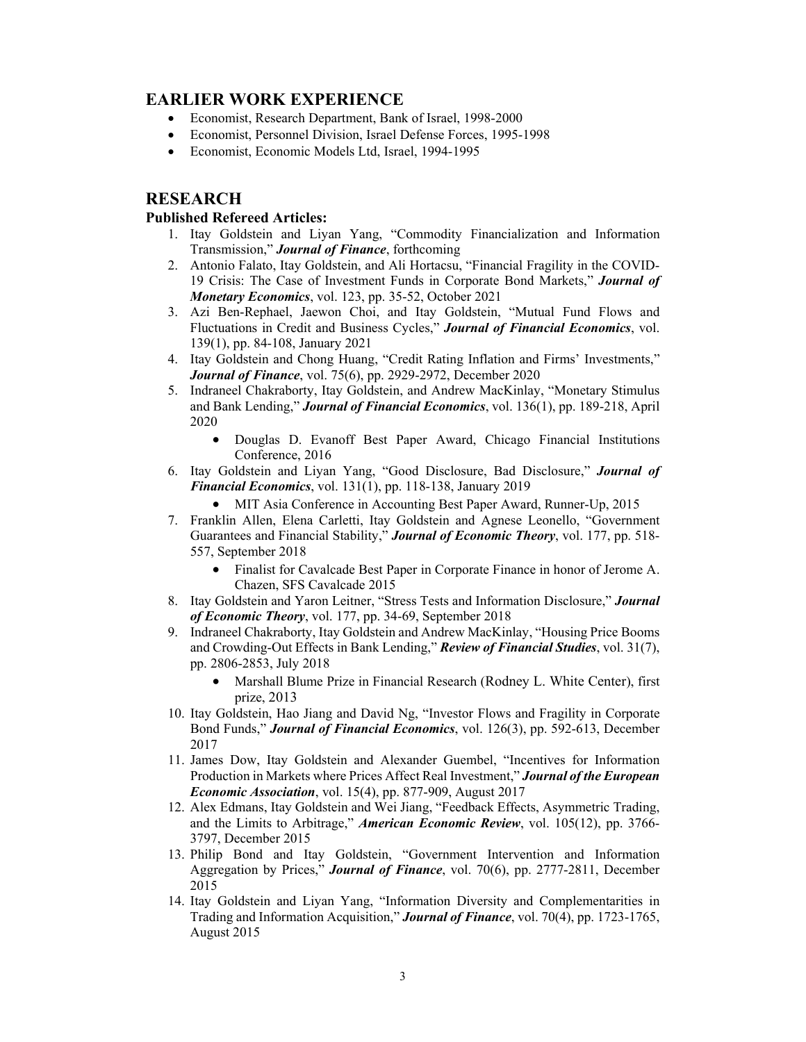## EARLIER WORK EXPERIENCE

- Economist, Research Department, Bank of Israel, 1998-2000
- Economist, Personnel Division, Israel Defense Forces, 1995-1998
- Economist, Economic Models Ltd, Israel, 1994-1995

## RESEARCH

### Published Refereed Articles:

1. Itay Goldstein and Liyan Yang, "Commodity Financialization and Information Transmission," ***Journal of Finance***, forthcoming
2. Antonio Falato, Itay Goldstein, and Ali Hortacsu, "Financial Fragility in the COVID-19 Crisis: The Case of Investment Funds in Corporate Bond Markets," ***Journal of Monetary Economics***, vol. 123, pp. 35-52, October 2021
3. Azi Ben-Rephael, Jaewon Choi, and Itay Goldstein, "Mutual Fund Flows and Fluctuations in Credit and Business Cycles," ***Journal of Financial Economics***, vol. 139(1), pp. 84-108, January 2021
4. Itay Goldstein and Chong Huang, "Credit Rating Inflation and Firms' Investments," ***Journal of Finance***, vol. 75(6), pp. 2929-2972, December 2020
5. Indraneel Chakraborty, Itay Goldstein, and Andrew MacKinlay, "Monetary Stimulus and Bank Lending," ***Journal of Financial Economics***, vol. 136(1), pp. 189-218, April 2020
   - Douglas D. Evanoff Best Paper Award, Chicago Financial Institutions Conference, 2016
6. Itay Goldstein and Liyan Yang, "Good Disclosure, Bad Disclosure," ***Journal of Financial Economics***, vol. 131(1), pp. 118-138, January 2019
   - MIT Asia Conference in Accounting Best Paper Award, Runner-Up, 2015
7. Franklin Allen, Elena Carletti, Itay Goldstein and Agnese Leonello, "Government Guarantees and Financial Stability," ***Journal of Economic Theory***, vol. 177, pp. 518-557, September 2018
   - Finalist for Cavalcade Best Paper in Corporate Finance in honor of Jerome A. Chazen, SFS Cavalcade 2015
8. Itay Goldstein and Yaron Leitner, "Stress Tests and Information Disclosure," ***Journal of Economic Theory***, vol. 177, pp. 34-69, September 2018
9. Indraneel Chakraborty, Itay Goldstein and Andrew MacKinlay, "Housing Price Booms and Crowding-Out Effects in Bank Lending," ***Review of Financial Studies***, vol. 31(7), pp. 2806-2853, July 2018
   - Marshall Blume Prize in Financial Research (Rodney L. White Center), first prize, 2013
10. Itay Goldstein, Hao Jiang and David Ng, "Investor Flows and Fragility in Corporate Bond Funds," ***Journal of Financial Economics***, vol. 126(3), pp. 592-613, December 2017
11. James Dow, Itay Goldstein and Alexander Guembel, "Incentives for Information Production in Markets where Prices Affect Real Investment," ***Journal of the European Economic Association***, vol. 15(4), pp. 877-909, August 2017
12. Alex Edmans, Itay Goldstein and Wei Jiang, "Feedback Effects, Asymmetric Trading, and the Limits to Arbitrage," ***American Economic Review***, vol. 105(12), pp. 3766-3797, December 2015
13. Philip Bond and Itay Goldstein, "Government Intervention and Information Aggregation by Prices," ***Journal of Finance***, vol. 70(6), pp. 2777-2811, December 2015
14. Itay Goldstein and Liyan Yang, "Information Diversity and Complementarities in Trading and Information Acquisition," ***Journal of Finance***, vol. 70(4), pp. 1723-1765, August 2015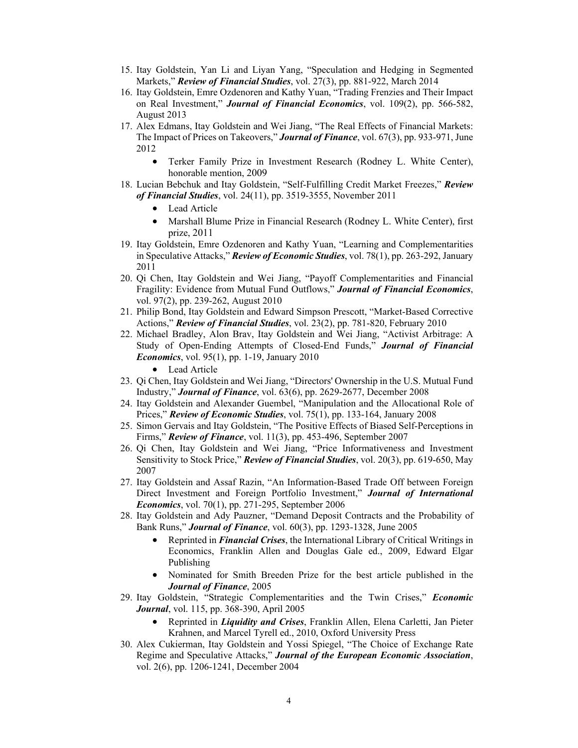15. Itay Goldstein, Yan Li and Liyan Yang, "Speculation and Hedging in Segmented Markets," ***Review of Financial Studies***, vol. 27(3), pp. 881-922, March 2014
16. Itay Goldstein, Emre Ozdenoren and Kathy Yuan, "Trading Frenzies and Their Impact on Real Investment," ***Journal of Financial Economics***, vol. 109(2), pp. 566-582, August 2013
17. Alex Edmans, Itay Goldstein and Wei Jiang, "The Real Effects of Financial Markets: The Impact of Prices on Takeovers," ***Journal of Finance***, vol. 67(3), pp. 933-971, June 2012
    - Terker Family Prize in Investment Research (Rodney L. White Center), honorable mention, 2009
18. Lucian Bebchuk and Itay Goldstein, "Self-Fulfilling Credit Market Freezes," ***Review of Financial Studies***, vol. 24(11), pp. 3519-3555, November 2011
    - Lead Article
    - Marshall Blume Prize in Financial Research (Rodney L. White Center), first prize, 2011
19. Itay Goldstein, Emre Ozdenoren and Kathy Yuan, "Learning and Complementarities in Speculative Attacks," ***Review of Economic Studies***, vol. 78(1), pp. 263-292, January 2011
20. Qi Chen, Itay Goldstein and Wei Jiang, "Payoff Complementarities and Financial Fragility: Evidence from Mutual Fund Outflows," ***Journal of Financial Economics***, vol. 97(2), pp. 239-262, August 2010
21. Philip Bond, Itay Goldstein and Edward Simpson Prescott, "Market-Based Corrective Actions," ***Review of Financial Studies***, vol. 23(2), pp. 781-820, February 2010
22. Michael Bradley, Alon Brav, Itay Goldstein and Wei Jiang, "Activist Arbitrage: A Study of Open-Ending Attempts of Closed-End Funds," ***Journal of Financial Economics***, vol. 95(1), pp. 1-19, January 2010
    - Lead Article
23. Qi Chen, Itay Goldstein and Wei Jiang, "Directors' Ownership in the U.S. Mutual Fund Industry," ***Journal of Finance***, vol. 63(6), pp. 2629-2677, December 2008
24. Itay Goldstein and Alexander Guembel, "Manipulation and the Allocational Role of Prices," ***Review of Economic Studies***, vol. 75(1), pp. 133-164, January 2008
25. Simon Gervais and Itay Goldstein, "The Positive Effects of Biased Self-Perceptions in Firms," ***Review of Finance***, vol. 11(3), pp. 453-496, September 2007
26. Qi Chen, Itay Goldstein and Wei Jiang, "Price Informativeness and Investment Sensitivity to Stock Price," ***Review of Financial Studies***, vol. 20(3), pp. 619-650, May 2007
27. Itay Goldstein and Assaf Razin, "An Information-Based Trade Off between Foreign Direct Investment and Foreign Portfolio Investment," ***Journal of International Economics***, vol. 70(1), pp. 271-295, September 2006
28. Itay Goldstein and Ady Pauzner, "Demand Deposit Contracts and the Probability of Bank Runs," ***Journal of Finance***, vol. 60(3), pp. 1293-1328, June 2005
    - Reprinted in ***Financial Crises***, the International Library of Critical Writings in Economics, Franklin Allen and Douglas Gale ed., 2009, Edward Elgar Publishing
    - Nominated for Smith Breeden Prize for the best article published in the ***Journal of Finance***, 2005
29. Itay Goldstein, "Strategic Complementarities and the Twin Crises," ***Economic Journal***, vol. 115, pp. 368-390, April 2005
    - Reprinted in ***Liquidity and Crises***, Franklin Allen, Elena Carletti, Jan Pieter Krahnen, and Marcel Tyrell ed., 2010, Oxford University Press
30. Alex Cukierman, Itay Goldstein and Yossi Spiegel, "The Choice of Exchange Rate Regime and Speculative Attacks," ***Journal of the European Economic Association***, vol. 2(6), pp. 1206-1241, December 2004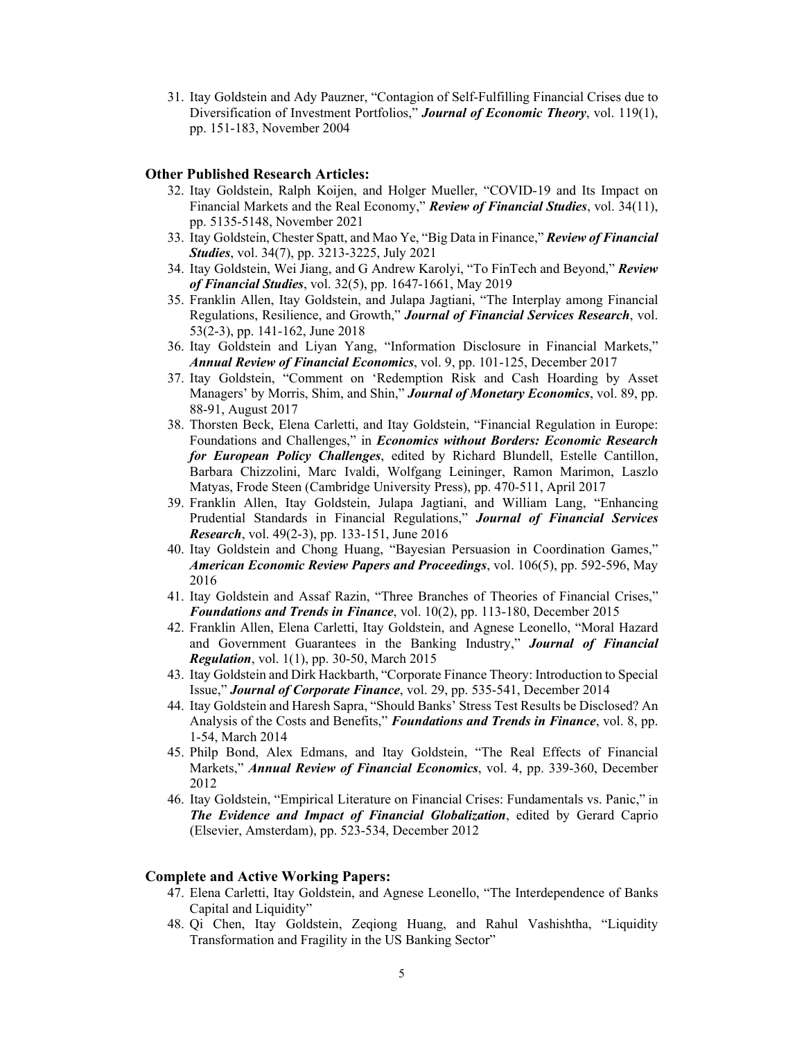31. Itay Goldstein and Ady Pauzner, "Contagion of Self-Fulfilling Financial Crises due to Diversification of Investment Portfolios," ***Journal of Economic Theory***, vol. 119(1), pp. 151-183, November 2004

**Other Published Research Articles:**

32. Itay Goldstein, Ralph Koijen, and Holger Mueller, "COVID-19 and Its Impact on Financial Markets and the Real Economy," ***Review of Financial Studies***, vol. 34(11), pp. 5135-5148, November 2021
33. Itay Goldstein, Chester Spatt, and Mao Ye, "Big Data in Finance," ***Review of Financial Studies***, vol. 34(7), pp. 3213-3225, July 2021
34. Itay Goldstein, Wei Jiang, and G Andrew Karolyi, "To FinTech and Beyond," ***Review of Financial Studies***, vol. 32(5), pp. 1647-1661, May 2019
35. Franklin Allen, Itay Goldstein, and Julapa Jagtiani, "The Interplay among Financial Regulations, Resilience, and Growth," ***Journal of Financial Services Research***, vol. 53(2-3), pp. 141-162, June 2018
36. Itay Goldstein and Liyan Yang, "Information Disclosure in Financial Markets," ***Annual Review of Financial Economics***, vol. 9, pp. 101-125, December 2017
37. Itay Goldstein, "Comment on 'Redemption Risk and Cash Hoarding by Asset Managers' by Morris, Shim, and Shin," ***Journal of Monetary Economics***, vol. 89, pp. 88-91, August 2017
38. Thorsten Beck, Elena Carletti, and Itay Goldstein, "Financial Regulation in Europe: Foundations and Challenges," in ***Economics without Borders: Economic Research for European Policy Challenges***, edited by Richard Blundell, Estelle Cantillon, Barbara Chizzolini, Marc Ivaldi, Wolfgang Leininger, Ramon Marimon, Laszlo Matyas, Frode Steen (Cambridge University Press), pp. 470-511, April 2017
39. Franklin Allen, Itay Goldstein, Julapa Jagtiani, and William Lang, "Enhancing Prudential Standards in Financial Regulations," ***Journal of Financial Services Research***, vol. 49(2-3), pp. 133-151, June 2016
40. Itay Goldstein and Chong Huang, "Bayesian Persuasion in Coordination Games," ***American Economic Review Papers and Proceedings***, vol. 106(5), pp. 592-596, May 2016
41. Itay Goldstein and Assaf Razin, "Three Branches of Theories of Financial Crises," ***Foundations and Trends in Finance***, vol. 10(2), pp. 113-180, December 2015
42. Franklin Allen, Elena Carletti, Itay Goldstein, and Agnese Leonello, "Moral Hazard and Government Guarantees in the Banking Industry," ***Journal of Financial Regulation***, vol. 1(1), pp. 30-50, March 2015
43. Itay Goldstein and Dirk Hackbarth, "Corporate Finance Theory: Introduction to Special Issue," ***Journal of Corporate Finance***, vol. 29, pp. 535-541, December 2014
44. Itay Goldstein and Haresh Sapra, "Should Banks' Stress Test Results be Disclosed? An Analysis of the Costs and Benefits," ***Foundations and Trends in Finance***, vol. 8, pp. 1-54, March 2014
45. Philp Bond, Alex Edmans, and Itay Goldstein, "The Real Effects of Financial Markets," ***Annual Review of Financial Economics***, vol. 4, pp. 339-360, December 2012
46. Itay Goldstein, "Empirical Literature on Financial Crises: Fundamentals vs. Panic," in ***The Evidence and Impact of Financial Globalization***, edited by Gerard Caprio (Elsevier, Amsterdam), pp. 523-534, December 2012

**Complete and Active Working Papers:**

47. Elena Carletti, Itay Goldstein, and Agnese Leonello, "The Interdependence of Banks Capital and Liquidity"
48. Qi Chen, Itay Goldstein, Zeqiong Huang, and Rahul Vashishtha, "Liquidity Transformation and Fragility in the US Banking Sector"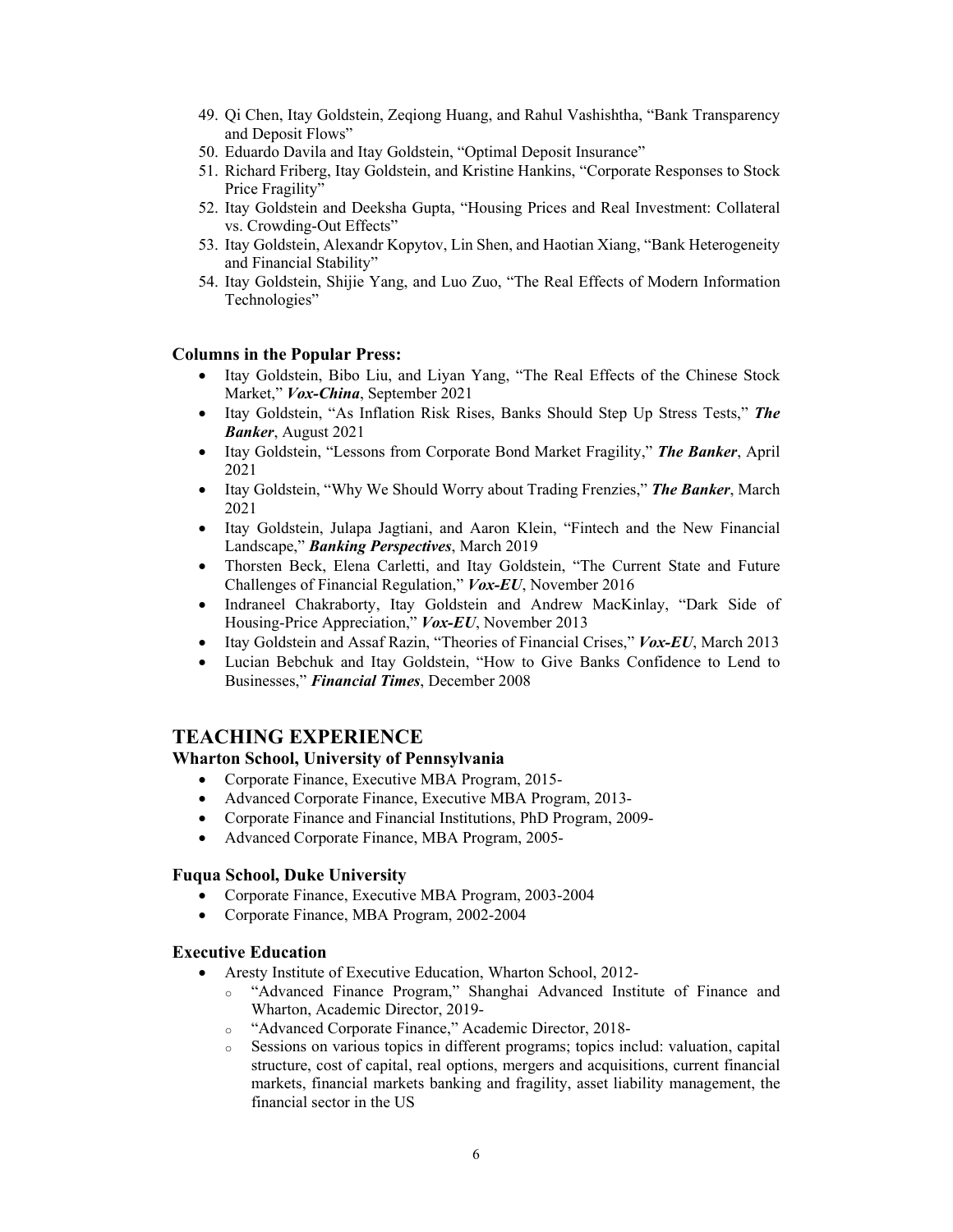49. Qi Chen, Itay Goldstein, Zeqiong Huang, and Rahul Vashishtha, "Bank Transparency and Deposit Flows"
50. Eduardo Davila and Itay Goldstein, "Optimal Deposit Insurance"
51. Richard Friberg, Itay Goldstein, and Kristine Hankins, "Corporate Responses to Stock Price Fragility"
52. Itay Goldstein and Deeksha Gupta, "Housing Prices and Real Investment: Collateral vs. Crowding-Out Effects"
53. Itay Goldstein, Alexandr Kopytov, Lin Shen, and Haotian Xiang, "Bank Heterogeneity and Financial Stability"
54. Itay Goldstein, Shijie Yang, and Luo Zuo, "The Real Effects of Modern Information Technologies"

### Columns in the Popular Press:

- Itay Goldstein, Bibo Liu, and Liyan Yang, "The Real Effects of the Chinese Stock Market," ***Vox-China***, September 2021
- Itay Goldstein, "As Inflation Risk Rises, Banks Should Step Up Stress Tests," ***The Banker***, August 2021
- Itay Goldstein, "Lessons from Corporate Bond Market Fragility," ***The Banker***, April 2021
- Itay Goldstein, "Why We Should Worry about Trading Frenzies," ***The Banker***, March 2021
- Itay Goldstein, Julapa Jagtiani, and Aaron Klein, "Fintech and the New Financial Landscape," ***Banking Perspectives***, March 2019
- Thorsten Beck, Elena Carletti, and Itay Goldstein, "The Current State and Future Challenges of Financial Regulation," ***Vox-EU***, November 2016
- Indraneel Chakraborty, Itay Goldstein and Andrew MacKinlay, "Dark Side of Housing-Price Appreciation," ***Vox-EU***, November 2013
- Itay Goldstein and Assaf Razin, "Theories of Financial Crises," ***Vox-EU***, March 2013
- Lucian Bebchuk and Itay Goldstein, "How to Give Banks Confidence to Lend to Businesses," ***Financial Times***, December 2008

## TEACHING EXPERIENCE

### Wharton School, University of Pennsylvania

- Corporate Finance, Executive MBA Program, 2015-
- Advanced Corporate Finance, Executive MBA Program, 2013-
- Corporate Finance and Financial Institutions, PhD Program, 2009-
- Advanced Corporate Finance, MBA Program, 2005-

### Fuqua School, Duke University

- Corporate Finance, Executive MBA Program, 2003-2004
- Corporate Finance, MBA Program, 2002-2004

### Executive Education

- Aresty Institute of Executive Education, Wharton School, 2012-
  - "Advanced Finance Program," Shanghai Advanced Institute of Finance and Wharton, Academic Director, 2019-
  - "Advanced Corporate Finance," Academic Director, 2018-
  - Sessions on various topics in different programs; topics includ: valuation, capital structure, cost of capital, real options, mergers and acquisitions, current financial markets, financial markets banking and fragility, asset liability management, the financial sector in the US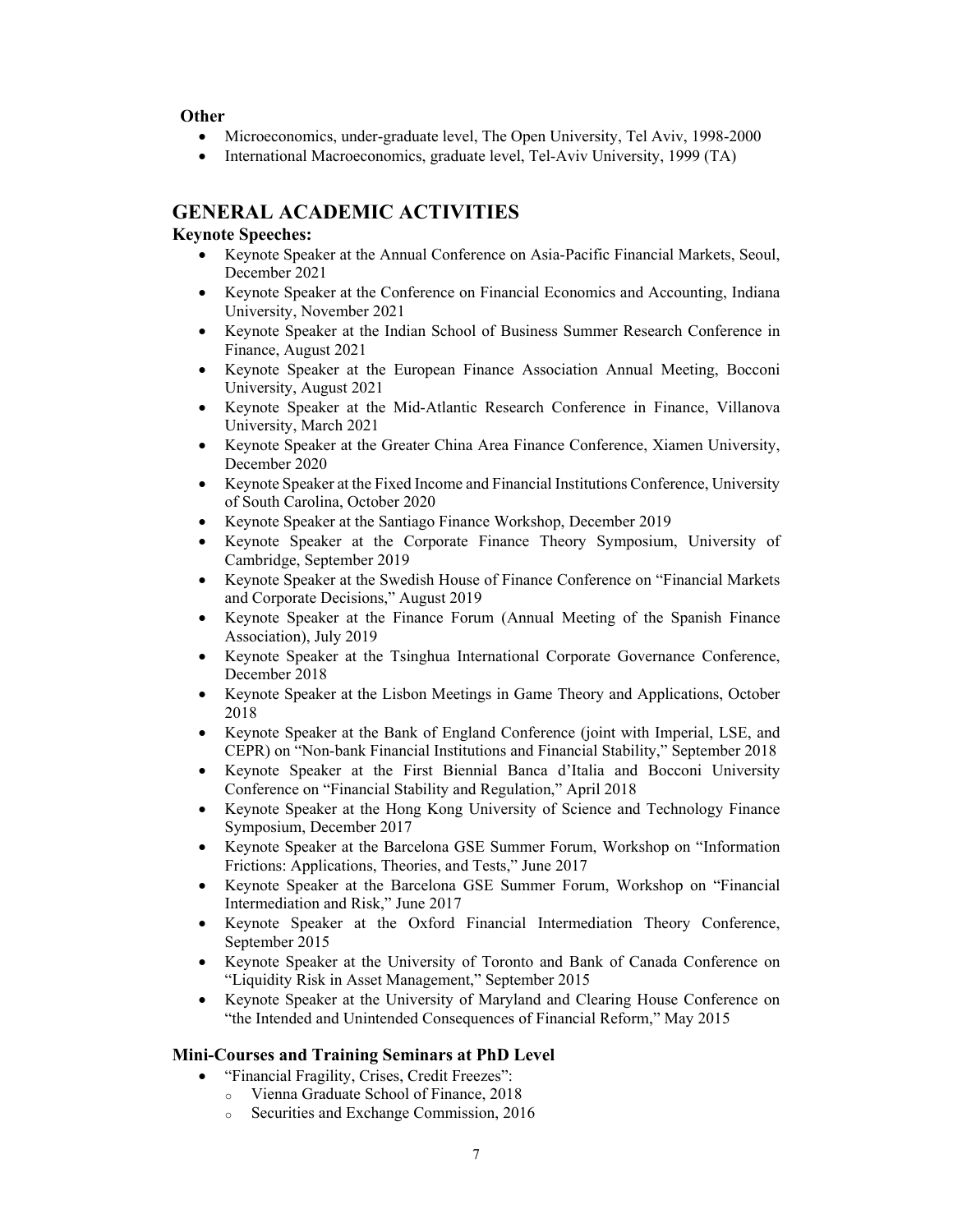**Other**

- Microeconomics, under-graduate level, The Open University, Tel Aviv, 1998-2000
- International Macroeconomics, graduate level, Tel-Aviv University, 1999 (TA)

## GENERAL ACADEMIC ACTIVITIES

**Keynote Speeches:**

- Keynote Speaker at the Annual Conference on Asia-Pacific Financial Markets, Seoul, December 2021
- Keynote Speaker at the Conference on Financial Economics and Accounting, Indiana University, November 2021
- Keynote Speaker at the Indian School of Business Summer Research Conference in Finance, August 2021
- Keynote Speaker at the European Finance Association Annual Meeting, Bocconi University, August 2021
- Keynote Speaker at the Mid-Atlantic Research Conference in Finance, Villanova University, March 2021
- Keynote Speaker at the Greater China Area Finance Conference, Xiamen University, December 2020
- Keynote Speaker at the Fixed Income and Financial Institutions Conference, University of South Carolina, October 2020
- Keynote Speaker at the Santiago Finance Workshop, December 2019
- Keynote Speaker at the Corporate Finance Theory Symposium, University of Cambridge, September 2019
- Keynote Speaker at the Swedish House of Finance Conference on "Financial Markets and Corporate Decisions," August 2019
- Keynote Speaker at the Finance Forum (Annual Meeting of the Spanish Finance Association), July 2019
- Keynote Speaker at the Tsinghua International Corporate Governance Conference, December 2018
- Keynote Speaker at the Lisbon Meetings in Game Theory and Applications, October 2018
- Keynote Speaker at the Bank of England Conference (joint with Imperial, LSE, and CEPR) on "Non-bank Financial Institutions and Financial Stability," September 2018
- Keynote Speaker at the First Biennial Banca d'Italia and Bocconi University Conference on "Financial Stability and Regulation," April 2018
- Keynote Speaker at the Hong Kong University of Science and Technology Finance Symposium, December 2017
- Keynote Speaker at the Barcelona GSE Summer Forum, Workshop on "Information Frictions: Applications, Theories, and Tests," June 2017
- Keynote Speaker at the Barcelona GSE Summer Forum, Workshop on "Financial Intermediation and Risk," June 2017
- Keynote Speaker at the Oxford Financial Intermediation Theory Conference, September 2015
- Keynote Speaker at the University of Toronto and Bank of Canada Conference on "Liquidity Risk in Asset Management," September 2015
- Keynote Speaker at the University of Maryland and Clearing House Conference on "the Intended and Unintended Consequences of Financial Reform," May 2015

**Mini-Courses and Training Seminars at PhD Level**

- "Financial Fragility, Crises, Credit Freezes":
  - Vienna Graduate School of Finance, 2018
  - Securities and Exchange Commission, 2016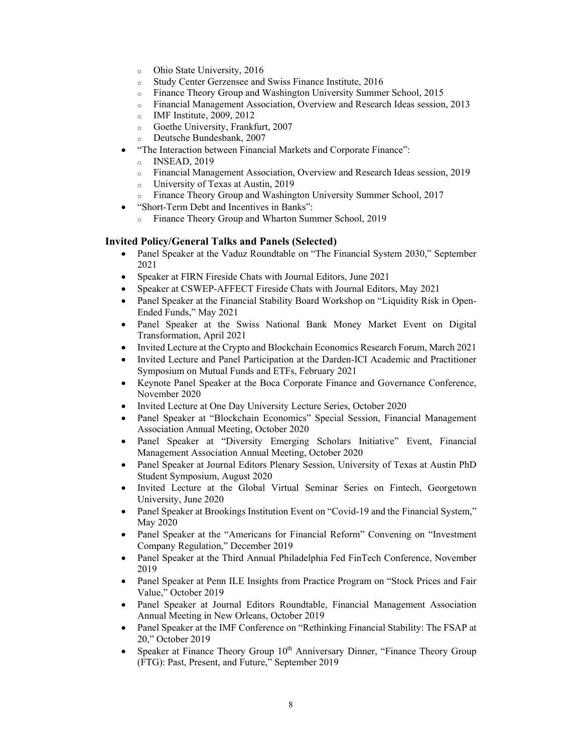- Ohio State University, 2016
  - Study Center Gerzensee and Swiss Finance Institute, 2016
  - Finance Theory Group and Washington University Summer School, 2015
  - Financial Management Association, Overview and Research Ideas session, 2013
  - IMF Institute, 2009, 2012
  - Goethe University, Frankfurt, 2007
  - Deutsche Bundesbank, 2007
- "The Interaction between Financial Markets and Corporate Finance":
  - INSEAD, 2019
  - Financial Management Association, Overview and Research Ideas session, 2019
  - University of Texas at Austin, 2019
  - Finance Theory Group and Washington University Summer School, 2017
- "Short-Term Debt and Incentives in Banks":
  - Finance Theory Group and Wharton Summer School, 2019

### Invited Policy/General Talks and Panels (Selected)

- Panel Speaker at the Vaduz Roundtable on "The Financial System 2030," September 2021
- Speaker at FIRN Fireside Chats with Journal Editors, June 2021
- Speaker at CSWEP-AFFECT Fireside Chats with Journal Editors, May 2021
- Panel Speaker at the Financial Stability Board Workshop on "Liquidity Risk in Open-Ended Funds," May 2021
- Panel Speaker at the Swiss National Bank Money Market Event on Digital Transformation, April 2021
- Invited Lecture at the Crypto and Blockchain Economics Research Forum, March 2021
- Invited Lecture and Panel Participation at the Darden-ICI Academic and Practitioner Symposium on Mutual Funds and ETFs, February 2021
- Keynote Panel Speaker at the Boca Corporate Finance and Governance Conference, November 2020
- Invited Lecture at One Day University Lecture Series, October 2020
- Panel Speaker at "Blockchain Economics" Special Session, Financial Management Association Annual Meeting, October 2020
- Panel Speaker at "Diversity Emerging Scholars Initiative" Event, Financial Management Association Annual Meeting, October 2020
- Panel Speaker at Journal Editors Plenary Session, University of Texas at Austin PhD Student Symposium, August 2020
- Invited Lecture at the Global Virtual Seminar Series on Fintech, Georgetown University, June 2020
- Panel Speaker at Brookings Institution Event on "Covid-19 and the Financial System," May 2020
- Panel Speaker at the "Americans for Financial Reform" Convening on "Investment Company Regulation," December 2019
- Panel Speaker at the Third Annual Philadelphia Fed FinTech Conference, November 2019
- Panel Speaker at Penn ILE Insights from Practice Program on "Stock Prices and Fair Value," October 2019
- Panel Speaker at Journal Editors Roundtable, Financial Management Association Annual Meeting in New Orleans, October 2019
- Panel Speaker at the IMF Conference on "Rethinking Financial Stability: The FSAP at 20," October 2019
- Speaker at Finance Theory Group 10th Anniversary Dinner, "Finance Theory Group (FTG): Past, Present, and Future," September 2019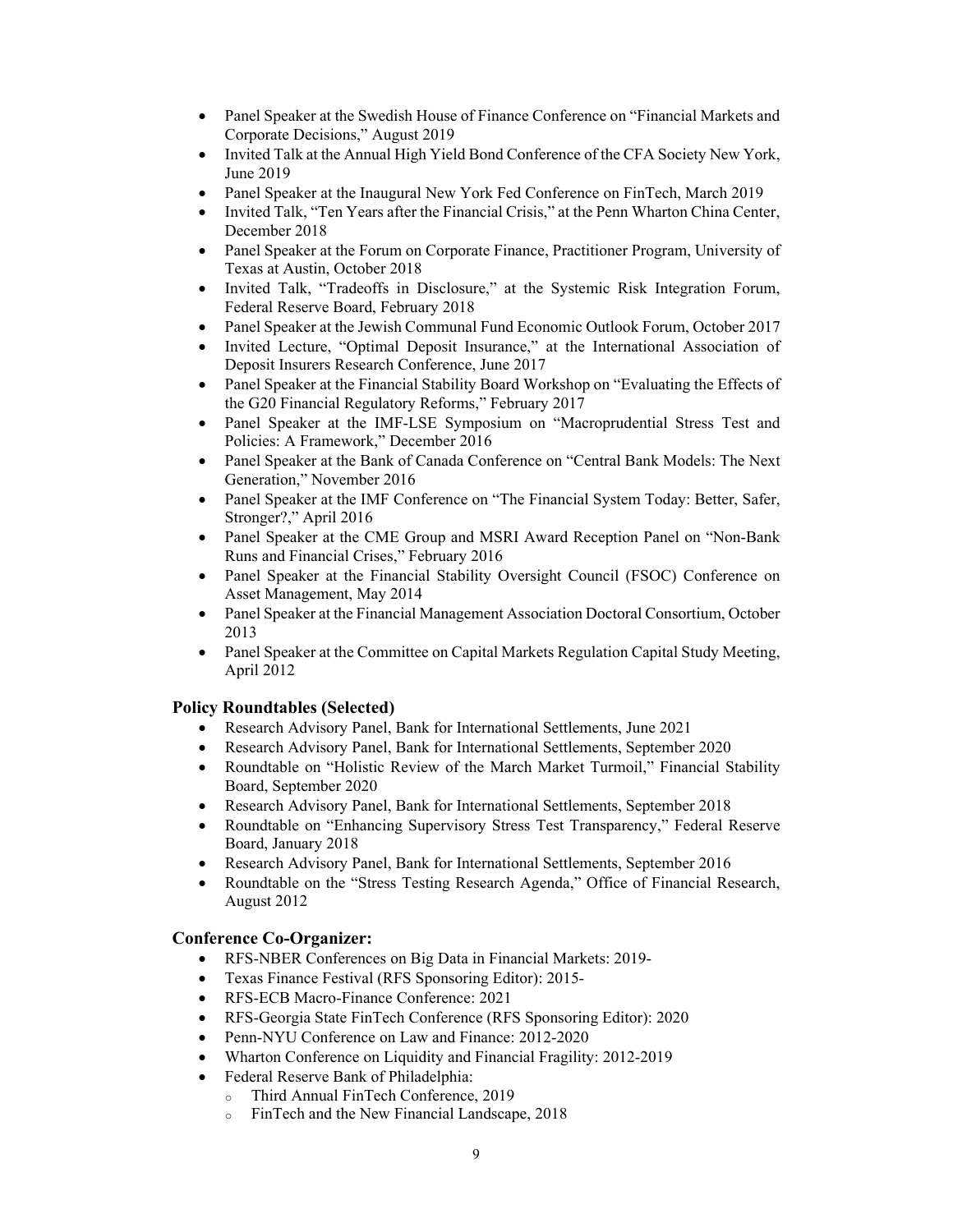- Panel Speaker at the Swedish House of Finance Conference on "Financial Markets and Corporate Decisions," August 2019
- Invited Talk at the Annual High Yield Bond Conference of the CFA Society New York, June 2019
- Panel Speaker at the Inaugural New York Fed Conference on FinTech, March 2019
- Invited Talk, "Ten Years after the Financial Crisis," at the Penn Wharton China Center, December 2018
- Panel Speaker at the Forum on Corporate Finance, Practitioner Program, University of Texas at Austin, October 2018
- Invited Talk, "Tradeoffs in Disclosure," at the Systemic Risk Integration Forum, Federal Reserve Board, February 2018
- Panel Speaker at the Jewish Communal Fund Economic Outlook Forum, October 2017
- Invited Lecture, "Optimal Deposit Insurance," at the International Association of Deposit Insurers Research Conference, June 2017
- Panel Speaker at the Financial Stability Board Workshop on "Evaluating the Effects of the G20 Financial Regulatory Reforms," February 2017
- Panel Speaker at the IMF-LSE Symposium on "Macroprudential Stress Test and Policies: A Framework," December 2016
- Panel Speaker at the Bank of Canada Conference on "Central Bank Models: The Next Generation," November 2016
- Panel Speaker at the IMF Conference on "The Financial System Today: Better, Safer, Stronger?," April 2016
- Panel Speaker at the CME Group and MSRI Award Reception Panel on "Non-Bank Runs and Financial Crises," February 2016
- Panel Speaker at the Financial Stability Oversight Council (FSOC) Conference on Asset Management, May 2014
- Panel Speaker at the Financial Management Association Doctoral Consortium, October 2013
- Panel Speaker at the Committee on Capital Markets Regulation Capital Study Meeting, April 2012

### Policy Roundtables (Selected)

- Research Advisory Panel, Bank for International Settlements, June 2021
- Research Advisory Panel, Bank for International Settlements, September 2020
- Roundtable on "Holistic Review of the March Market Turmoil," Financial Stability Board, September 2020
- Research Advisory Panel, Bank for International Settlements, September 2018
- Roundtable on "Enhancing Supervisory Stress Test Transparency," Federal Reserve Board, January 2018
- Research Advisory Panel, Bank for International Settlements, September 2016
- Roundtable on the "Stress Testing Research Agenda," Office of Financial Research, August 2012

### Conference Co-Organizer:

- RFS-NBER Conferences on Big Data in Financial Markets: 2019-
- Texas Finance Festival (RFS Sponsoring Editor): 2015-
- RFS-ECB Macro-Finance Conference: 2021
- RFS-Georgia State FinTech Conference (RFS Sponsoring Editor): 2020
- Penn-NYU Conference on Law and Finance: 2012-2020
- Wharton Conference on Liquidity and Financial Fragility: 2012-2019
- Federal Reserve Bank of Philadelphia:
  - Third Annual FinTech Conference, 2019
  - FinTech and the New Financial Landscape, 2018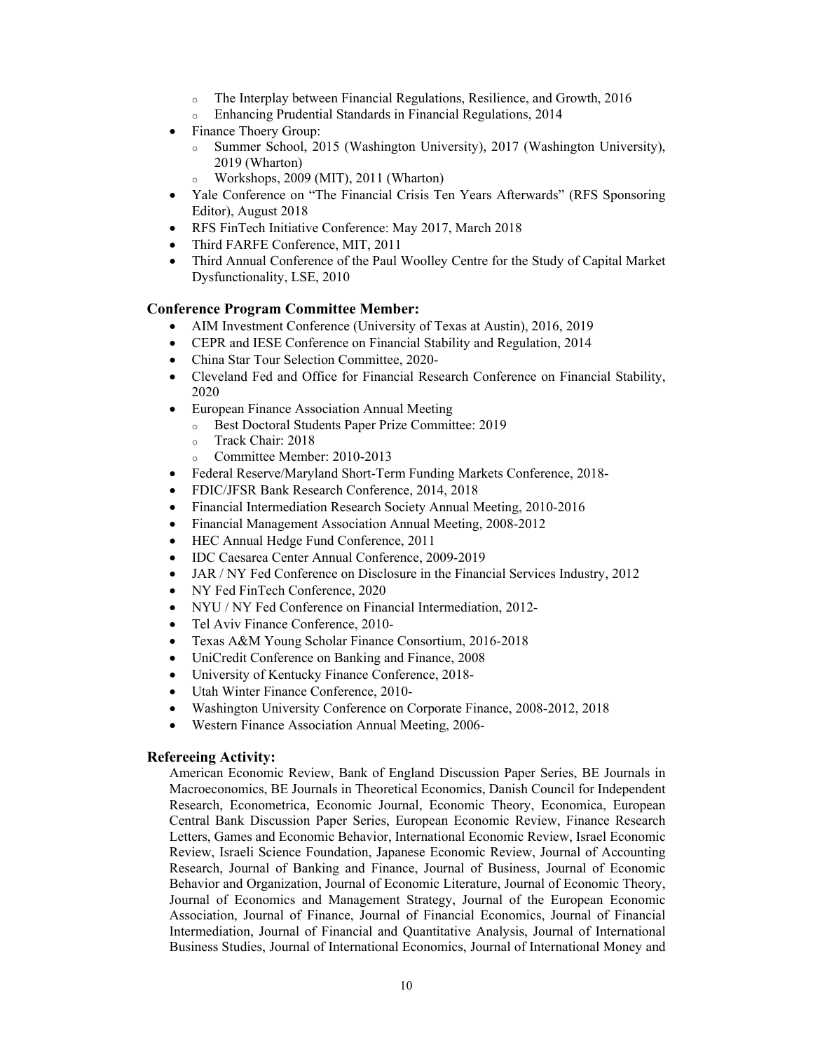- The Interplay between Financial Regulations, Resilience, and Growth, 2016
  - Enhancing Prudential Standards in Financial Regulations, 2014
- Finance Thoery Group:
  - Summer School, 2015 (Washington University), 2017 (Washington University), 2019 (Wharton)
  - Workshops, 2009 (MIT), 2011 (Wharton)
- Yale Conference on "The Financial Crisis Ten Years Afterwards" (RFS Sponsoring Editor), August 2018
- RFS FinTech Initiative Conference: May 2017, March 2018
- Third FARFE Conference, MIT, 2011
- Third Annual Conference of the Paul Woolley Centre for the Study of Capital Market Dysfunctionality, LSE, 2010

### Conference Program Committee Member:

- AIM Investment Conference (University of Texas at Austin), 2016, 2019
- CEPR and IESE Conference on Financial Stability and Regulation, 2014
- China Star Tour Selection Committee, 2020-
- Cleveland Fed and Office for Financial Research Conference on Financial Stability, 2020
- European Finance Association Annual Meeting
  - Best Doctoral Students Paper Prize Committee: 2019
  - Track Chair: 2018
  - Committee Member: 2010-2013
- Federal Reserve/Maryland Short-Term Funding Markets Conference, 2018-
- FDIC/JFSR Bank Research Conference, 2014, 2018
- Financial Intermediation Research Society Annual Meeting, 2010-2016
- Financial Management Association Annual Meeting, 2008-2012
- HEC Annual Hedge Fund Conference, 2011
- IDC Caesarea Center Annual Conference, 2009-2019
- JAR / NY Fed Conference on Disclosure in the Financial Services Industry, 2012
- NY Fed FinTech Conference, 2020
- NYU / NY Fed Conference on Financial Intermediation, 2012-
- Tel Aviv Finance Conference, 2010-
- Texas A&M Young Scholar Finance Consortium, 2016-2018
- UniCredit Conference on Banking and Finance, 2008
- University of Kentucky Finance Conference, 2018-
- Utah Winter Finance Conference, 2010-
- Washington University Conference on Corporate Finance, 2008-2012, 2018
- Western Finance Association Annual Meeting, 2006-

### Refereeing Activity:

American Economic Review, Bank of England Discussion Paper Series, BE Journals in Macroeconomics, BE Journals in Theoretical Economics, Danish Council for Independent Research, Econometrica, Economic Journal, Economic Theory, Economica, European Central Bank Discussion Paper Series, European Economic Review, Finance Research Letters, Games and Economic Behavior, International Economic Review, Israel Economic Review, Israeli Science Foundation, Japanese Economic Review, Journal of Accounting Research, Journal of Banking and Finance, Journal of Business, Journal of Economic Behavior and Organization, Journal of Economic Literature, Journal of Economic Theory, Journal of Economics and Management Strategy, Journal of the European Economic Association, Journal of Finance, Journal of Financial Economics, Journal of Financial Intermediation, Journal of Financial and Quantitative Analysis, Journal of International Business Studies, Journal of International Economics, Journal of International Money and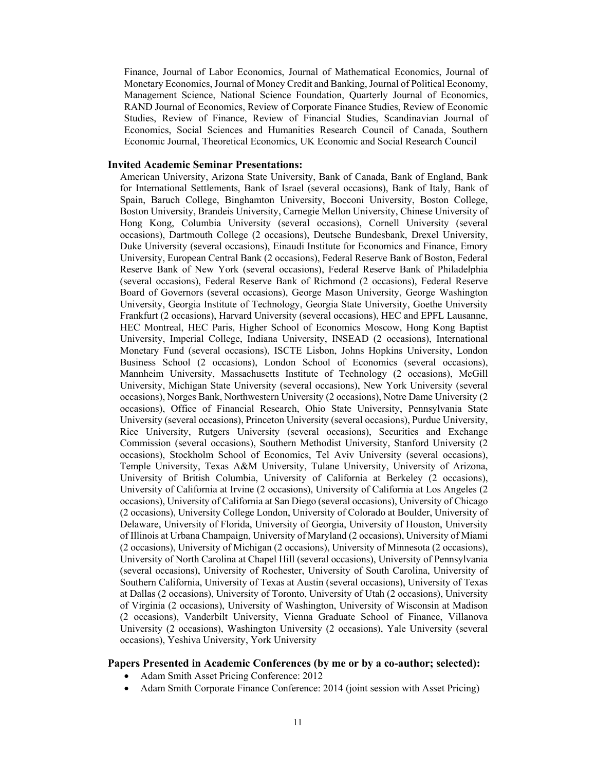Finance, Journal of Labor Economics, Journal of Mathematical Economics, Journal of Monetary Economics, Journal of Money Credit and Banking, Journal of Political Economy, Management Science, National Science Foundation, Quarterly Journal of Economics, RAND Journal of Economics, Review of Corporate Finance Studies, Review of Economic Studies, Review of Finance, Review of Financial Studies, Scandinavian Journal of Economics, Social Sciences and Humanities Research Council of Canada, Southern Economic Journal, Theoretical Economics, UK Economic and Social Research Council

**Invited Academic Seminar Presentations:**

American University, Arizona State University, Bank of Canada, Bank of England, Bank for International Settlements, Bank of Israel (several occasions), Bank of Italy, Bank of Spain, Baruch College, Binghamton University, Bocconi University, Boston College, Boston University, Brandeis University, Carnegie Mellon University, Chinese University of Hong Kong, Columbia University (several occasions), Cornell University (several occasions), Dartmouth College (2 occasions), Deutsche Bundesbank, Drexel University, Duke University (several occasions), Einaudi Institute for Economics and Finance, Emory University, European Central Bank (2 occasions), Federal Reserve Bank of Boston, Federal Reserve Bank of New York (several occasions), Federal Reserve Bank of Philadelphia (several occasions), Federal Reserve Bank of Richmond (2 occasions), Federal Reserve Board of Governors (several occasions), George Mason University, George Washington University, Georgia Institute of Technology, Georgia State University, Goethe University Frankfurt (2 occasions), Harvard University (several occasions), HEC and EPFL Lausanne, HEC Montreal, HEC Paris, Higher School of Economics Moscow, Hong Kong Baptist University, Imperial College, Indiana University, INSEAD (2 occasions), International Monetary Fund (several occasions), ISCTE Lisbon, Johns Hopkins University, London Business School (2 occasions), London School of Economics (several occasions), Mannheim University, Massachusetts Institute of Technology (2 occasions), McGill University, Michigan State University (several occasions), New York University (several occasions), Norges Bank, Northwestern University (2 occasions), Notre Dame University (2 occasions), Office of Financial Research, Ohio State University, Pennsylvania State University (several occasions), Princeton University (several occasions), Purdue University, Rice University, Rutgers University (several occasions), Securities and Exchange Commission (several occasions), Southern Methodist University, Stanford University (2 occasions), Stockholm School of Economics, Tel Aviv University (several occasions), Temple University, Texas A&M University, Tulane University, University of Arizona, University of British Columbia, University of California at Berkeley (2 occasions), University of California at Irvine (2 occasions), University of California at Los Angeles (2 occasions), University of California at San Diego (several occasions), University of Chicago (2 occasions), University College London, University of Colorado at Boulder, University of Delaware, University of Florida, University of Georgia, University of Houston, University of Illinois at Urbana Champaign, University of Maryland (2 occasions), University of Miami (2 occasions), University of Michigan (2 occasions), University of Minnesota (2 occasions), University of North Carolina at Chapel Hill (several occasions), University of Pennsylvania (several occasions), University of Rochester, University of South Carolina, University of Southern California, University of Texas at Austin (several occasions), University of Texas at Dallas (2 occasions), University of Toronto, University of Utah (2 occasions), University of Virginia (2 occasions), University of Washington, University of Wisconsin at Madison (2 occasions), Vanderbilt University, Vienna Graduate School of Finance, Villanova University (2 occasions), Washington University (2 occasions), Yale University (several occasions), Yeshiva University, York University

**Papers Presented in Academic Conferences (by me or by a co-author; selected):**

- Adam Smith Asset Pricing Conference: 2012
- Adam Smith Corporate Finance Conference: 2014 (joint session with Asset Pricing)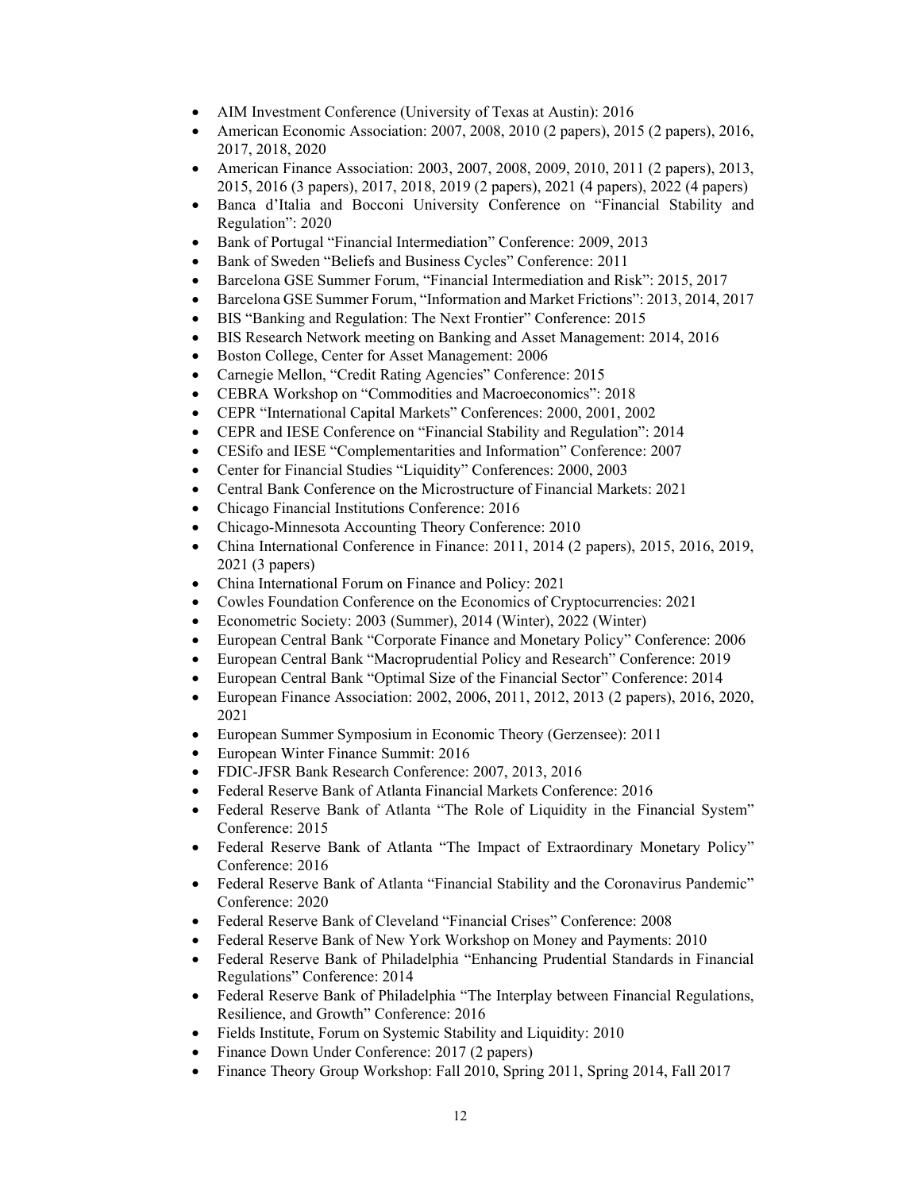- AIM Investment Conference (University of Texas at Austin): 2016
- American Economic Association: 2007, 2008, 2010 (2 papers), 2015 (2 papers), 2016, 2017, 2018, 2020
- American Finance Association: 2003, 2007, 2008, 2009, 2010, 2011 (2 papers), 2013, 2015, 2016 (3 papers), 2017, 2018, 2019 (2 papers), 2021 (4 papers), 2022 (4 papers)
- Banca d'Italia and Bocconi University Conference on "Financial Stability and Regulation": 2020
- Bank of Portugal "Financial Intermediation" Conference: 2009, 2013
- Bank of Sweden "Beliefs and Business Cycles" Conference: 2011
- Barcelona GSE Summer Forum, "Financial Intermediation and Risk": 2015, 2017
- Barcelona GSE Summer Forum, "Information and Market Frictions": 2013, 2014, 2017
- BIS "Banking and Regulation: The Next Frontier" Conference: 2015
- BIS Research Network meeting on Banking and Asset Management: 2014, 2016
- Boston College, Center for Asset Management: 2006
- Carnegie Mellon, "Credit Rating Agencies" Conference: 2015
- CEBRA Workshop on "Commodities and Macroeconomics": 2018
- CEPR "International Capital Markets" Conferences: 2000, 2001, 2002
- CEPR and IESE Conference on "Financial Stability and Regulation": 2014
- CESifo and IESE "Complementarities and Information" Conference: 2007
- Center for Financial Studies "Liquidity" Conferences: 2000, 2003
- Central Bank Conference on the Microstructure of Financial Markets: 2021
- Chicago Financial Institutions Conference: 2016
- Chicago-Minnesota Accounting Theory Conference: 2010
- China International Conference in Finance: 2011, 2014 (2 papers), 2015, 2016, 2019, 2021 (3 papers)
- China International Forum on Finance and Policy: 2021
- Cowles Foundation Conference on the Economics of Cryptocurrencies: 2021
- Econometric Society: 2003 (Summer), 2014 (Winter), 2022 (Winter)
- European Central Bank "Corporate Finance and Monetary Policy" Conference: 2006
- European Central Bank "Macroprudential Policy and Research" Conference: 2019
- European Central Bank "Optimal Size of the Financial Sector" Conference: 2014
- European Finance Association: 2002, 2006, 2011, 2012, 2013 (2 papers), 2016, 2020, 2021
- European Summer Symposium in Economic Theory (Gerzensee): 2011
- European Winter Finance Summit: 2016
- FDIC-JFSR Bank Research Conference: 2007, 2013, 2016
- Federal Reserve Bank of Atlanta Financial Markets Conference: 2016
- Federal Reserve Bank of Atlanta "The Role of Liquidity in the Financial System" Conference: 2015
- Federal Reserve Bank of Atlanta "The Impact of Extraordinary Monetary Policy" Conference: 2016
- Federal Reserve Bank of Atlanta "Financial Stability and the Coronavirus Pandemic" Conference: 2020
- Federal Reserve Bank of Cleveland "Financial Crises" Conference: 2008
- Federal Reserve Bank of New York Workshop on Money and Payments: 2010
- Federal Reserve Bank of Philadelphia "Enhancing Prudential Standards in Financial Regulations" Conference: 2014
- Federal Reserve Bank of Philadelphia "The Interplay between Financial Regulations, Resilience, and Growth" Conference: 2016
- Fields Institute, Forum on Systemic Stability and Liquidity: 2010
- Finance Down Under Conference: 2017 (2 papers)
- Finance Theory Group Workshop: Fall 2010, Spring 2011, Spring 2014, Fall 2017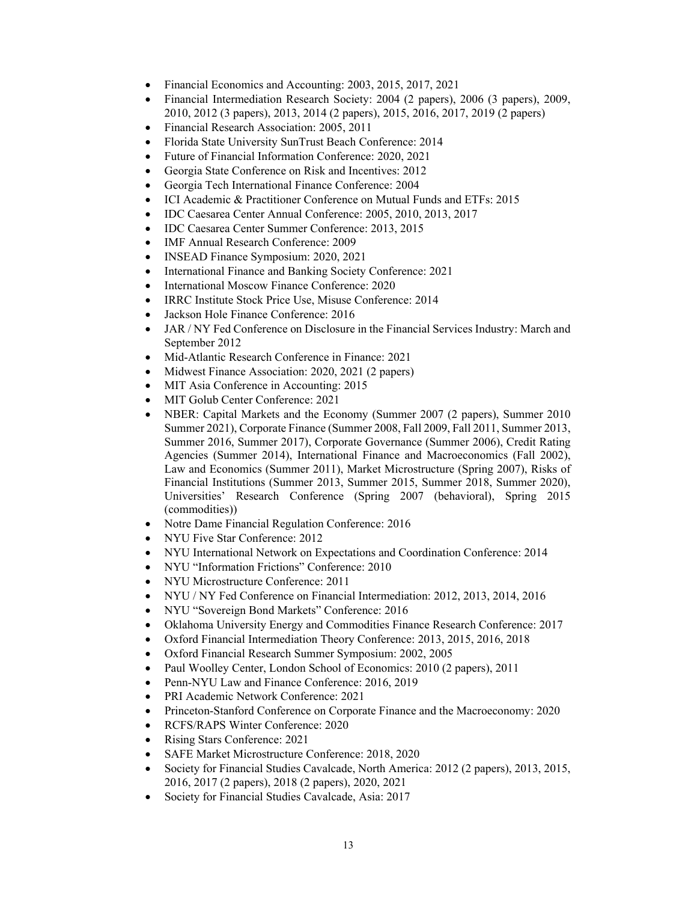- Financial Economics and Accounting: 2003, 2015, 2017, 2021
- Financial Intermediation Research Society: 2004 (2 papers), 2006 (3 papers), 2009, 2010, 2012 (3 papers), 2013, 2014 (2 papers), 2015, 2016, 2017, 2019 (2 papers)
- Financial Research Association: 2005, 2011
- Florida State University SunTrust Beach Conference: 2014
- Future of Financial Information Conference: 2020, 2021
- Georgia State Conference on Risk and Incentives: 2012
- Georgia Tech International Finance Conference: 2004
- ICI Academic & Practitioner Conference on Mutual Funds and ETFs: 2015
- IDC Caesarea Center Annual Conference: 2005, 2010, 2013, 2017
- IDC Caesarea Center Summer Conference: 2013, 2015
- IMF Annual Research Conference: 2009
- INSEAD Finance Symposium: 2020, 2021
- International Finance and Banking Society Conference: 2021
- International Moscow Finance Conference: 2020
- IRRC Institute Stock Price Use, Misuse Conference: 2014
- Jackson Hole Finance Conference: 2016
- JAR / NY Fed Conference on Disclosure in the Financial Services Industry: March and September 2012
- Mid-Atlantic Research Conference in Finance: 2021
- Midwest Finance Association: 2020, 2021 (2 papers)
- MIT Asia Conference in Accounting: 2015
- MIT Golub Center Conference: 2021
- NBER: Capital Markets and the Economy (Summer 2007 (2 papers), Summer 2010 Summer 2021), Corporate Finance (Summer 2008, Fall 2009, Fall 2011, Summer 2013, Summer 2016, Summer 2017), Corporate Governance (Summer 2006), Credit Rating Agencies (Summer 2014), International Finance and Macroeconomics (Fall 2002), Law and Economics (Summer 2011), Market Microstructure (Spring 2007), Risks of Financial Institutions (Summer 2013, Summer 2015, Summer 2018, Summer 2020), Universities' Research Conference (Spring 2007 (behavioral), Spring 2015 (commodities))
- Notre Dame Financial Regulation Conference: 2016
- NYU Five Star Conference: 2012
- NYU International Network on Expectations and Coordination Conference: 2014
- NYU "Information Frictions" Conference: 2010
- NYU Microstructure Conference: 2011
- NYU / NY Fed Conference on Financial Intermediation: 2012, 2013, 2014, 2016
- NYU "Sovereign Bond Markets" Conference: 2016
- Oklahoma University Energy and Commodities Finance Research Conference: 2017
- Oxford Financial Intermediation Theory Conference: 2013, 2015, 2016, 2018
- Oxford Financial Research Summer Symposium: 2002, 2005
- Paul Woolley Center, London School of Economics: 2010 (2 papers), 2011
- Penn-NYU Law and Finance Conference: 2016, 2019
- PRI Academic Network Conference: 2021
- Princeton-Stanford Conference on Corporate Finance and the Macroeconomy: 2020
- RCFS/RAPS Winter Conference: 2020
- Rising Stars Conference: 2021
- SAFE Market Microstructure Conference: 2018, 2020
- Society for Financial Studies Cavalcade, North America: 2012 (2 papers), 2013, 2015, 2016, 2017 (2 papers), 2018 (2 papers), 2020, 2021
- Society for Financial Studies Cavalcade, Asia: 2017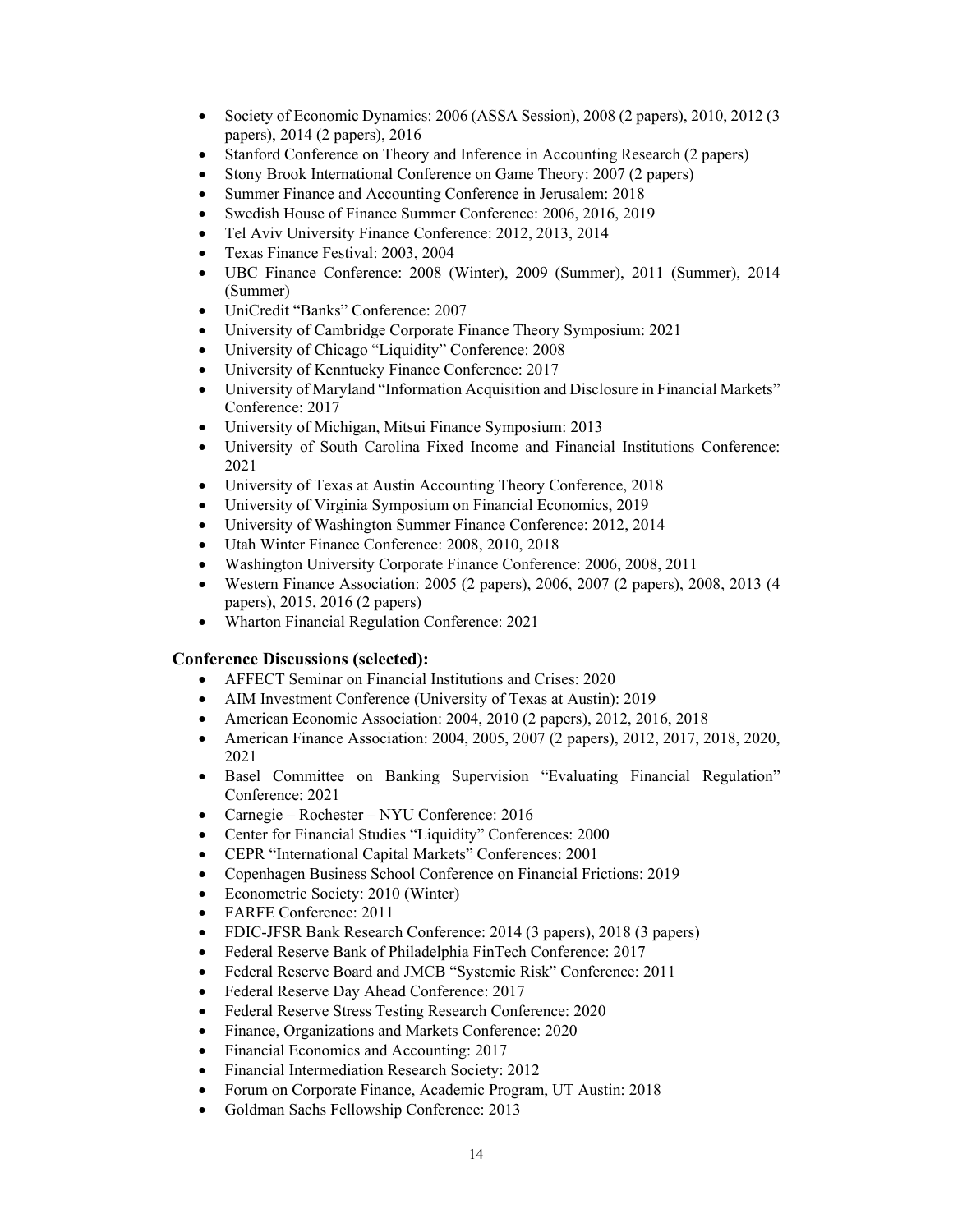- Society of Economic Dynamics: 2006 (ASSA Session), 2008 (2 papers), 2010, 2012 (3 papers), 2014 (2 papers), 2016
- Stanford Conference on Theory and Inference in Accounting Research (2 papers)
- Stony Brook International Conference on Game Theory: 2007 (2 papers)
- Summer Finance and Accounting Conference in Jerusalem: 2018
- Swedish House of Finance Summer Conference: 2006, 2016, 2019
- Tel Aviv University Finance Conference: 2012, 2013, 2014
- Texas Finance Festival: 2003, 2004
- UBC Finance Conference: 2008 (Winter), 2009 (Summer), 2011 (Summer), 2014 (Summer)
- UniCredit "Banks" Conference: 2007
- University of Cambridge Corporate Finance Theory Symposium: 2021
- University of Chicago "Liquidity" Conference: 2008
- University of Kenntucky Finance Conference: 2017
- University of Maryland "Information Acquisition and Disclosure in Financial Markets" Conference: 2017
- University of Michigan, Mitsui Finance Symposium: 2013
- University of South Carolina Fixed Income and Financial Institutions Conference: 2021
- University of Texas at Austin Accounting Theory Conference, 2018
- University of Virginia Symposium on Financial Economics, 2019
- University of Washington Summer Finance Conference: 2012, 2014
- Utah Winter Finance Conference: 2008, 2010, 2018
- Washington University Corporate Finance Conference: 2006, 2008, 2011
- Western Finance Association: 2005 (2 papers), 2006, 2007 (2 papers), 2008, 2013 (4 papers), 2015, 2016 (2 papers)
- Wharton Financial Regulation Conference: 2021

### Conference Discussions (selected):

- AFFECT Seminar on Financial Institutions and Crises: 2020
- AIM Investment Conference (University of Texas at Austin): 2019
- American Economic Association: 2004, 2010 (2 papers), 2012, 2016, 2018
- American Finance Association: 2004, 2005, 2007 (2 papers), 2012, 2017, 2018, 2020, 2021
- Basel Committee on Banking Supervision "Evaluating Financial Regulation" Conference: 2021
- Carnegie – Rochester – NYU Conference: 2016
- Center for Financial Studies "Liquidity" Conferences: 2000
- CEPR "International Capital Markets" Conferences: 2001
- Copenhagen Business School Conference on Financial Frictions: 2019
- Econometric Society: 2010 (Winter)
- FARFE Conference: 2011
- FDIC-JFSR Bank Research Conference: 2014 (3 papers), 2018 (3 papers)
- Federal Reserve Bank of Philadelphia FinTech Conference: 2017
- Federal Reserve Board and JMCB "Systemic Risk" Conference: 2011
- Federal Reserve Day Ahead Conference: 2017
- Federal Reserve Stress Testing Research Conference: 2020
- Finance, Organizations and Markets Conference: 2020
- Financial Economics and Accounting: 2017
- Financial Intermediation Research Society: 2012
- Forum on Corporate Finance, Academic Program, UT Austin: 2018
- Goldman Sachs Fellowship Conference: 2013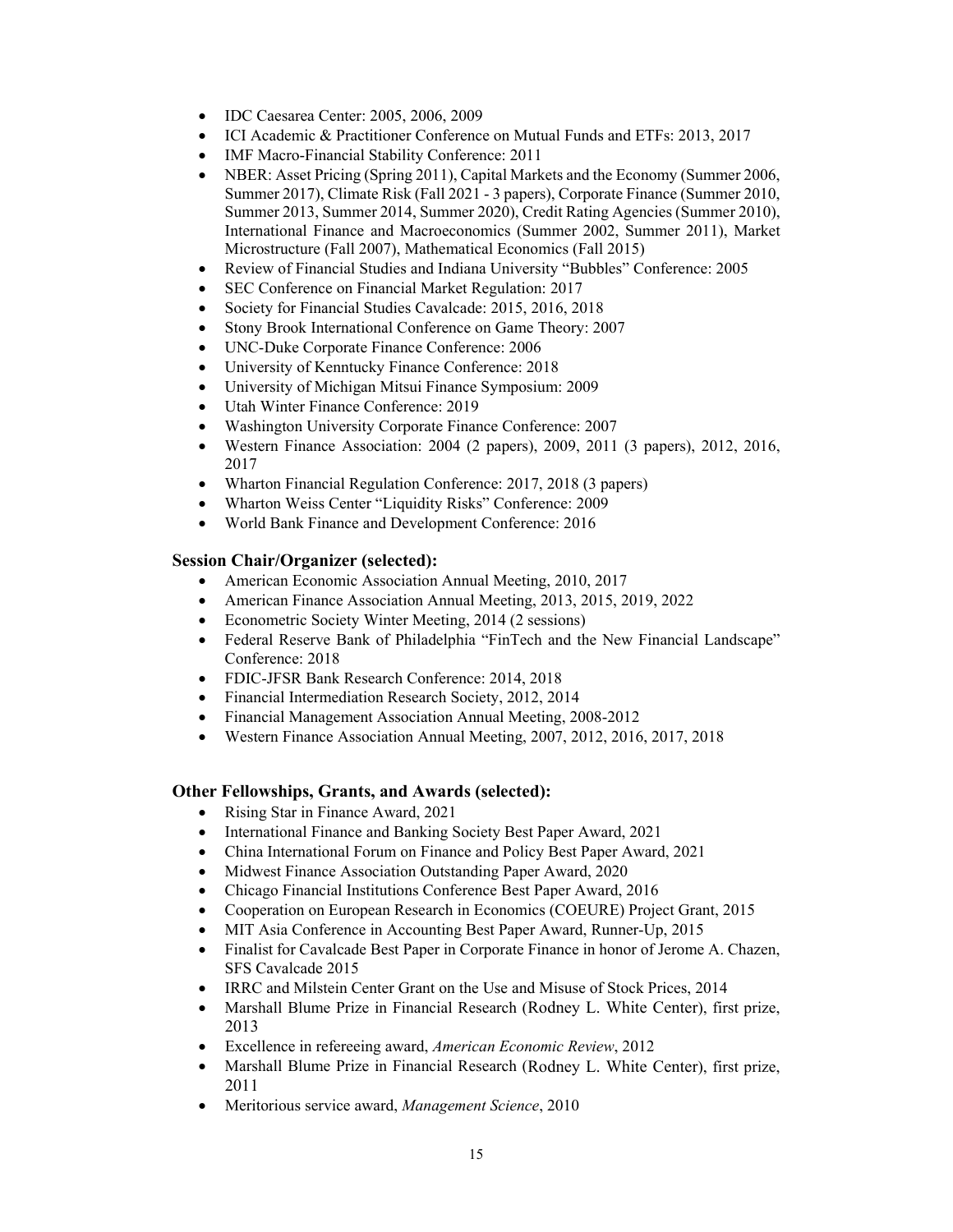- IDC Caesarea Center: 2005, 2006, 2009
- ICI Academic & Practitioner Conference on Mutual Funds and ETFs: 2013, 2017
- IMF Macro-Financial Stability Conference: 2011
- NBER: Asset Pricing (Spring 2011), Capital Markets and the Economy (Summer 2006, Summer 2017), Climate Risk (Fall 2021 - 3 papers), Corporate Finance (Summer 2010, Summer 2013, Summer 2014, Summer 2020), Credit Rating Agencies (Summer 2010), International Finance and Macroeconomics (Summer 2002, Summer 2011), Market Microstructure (Fall 2007), Mathematical Economics (Fall 2015)
- Review of Financial Studies and Indiana University "Bubbles" Conference: 2005
- SEC Conference on Financial Market Regulation: 2017
- Society for Financial Studies Cavalcade: 2015, 2016, 2018
- Stony Brook International Conference on Game Theory: 2007
- UNC-Duke Corporate Finance Conference: 2006
- University of Kenntucky Finance Conference: 2018
- University of Michigan Mitsui Finance Symposium: 2009
- Utah Winter Finance Conference: 2019
- Washington University Corporate Finance Conference: 2007
- Western Finance Association: 2004 (2 papers), 2009, 2011 (3 papers), 2012, 2016, 2017
- Wharton Financial Regulation Conference: 2017, 2018 (3 papers)
- Wharton Weiss Center "Liquidity Risks" Conference: 2009
- World Bank Finance and Development Conference: 2016

### Session Chair/Organizer (selected):

- American Economic Association Annual Meeting, 2010, 2017
- American Finance Association Annual Meeting, 2013, 2015, 2019, 2022
- Econometric Society Winter Meeting, 2014 (2 sessions)
- Federal Reserve Bank of Philadelphia "FinTech and the New Financial Landscape" Conference: 2018
- FDIC-JFSR Bank Research Conference: 2014, 2018
- Financial Intermediation Research Society, 2012, 2014
- Financial Management Association Annual Meeting, 2008-2012
- Western Finance Association Annual Meeting, 2007, 2012, 2016, 2017, 2018

### Other Fellowships, Grants, and Awards (selected):

- Rising Star in Finance Award, 2021
- International Finance and Banking Society Best Paper Award, 2021
- China International Forum on Finance and Policy Best Paper Award, 2021
- Midwest Finance Association Outstanding Paper Award, 2020
- Chicago Financial Institutions Conference Best Paper Award, 2016
- Cooperation on European Research in Economics (COEURE) Project Grant, 2015
- MIT Asia Conference in Accounting Best Paper Award, Runner-Up, 2015
- Finalist for Cavalcade Best Paper in Corporate Finance in honor of Jerome A. Chazen, SFS Cavalcade 2015
- IRRC and Milstein Center Grant on the Use and Misuse of Stock Prices, 2014
- Marshall Blume Prize in Financial Research (Rodney L. White Center), first prize, 2013
- Excellence in refereeing award, *American Economic Review*, 2012
- Marshall Blume Prize in Financial Research (Rodney L. White Center), first prize, 2011
- Meritorious service award, *Management Science*, 2010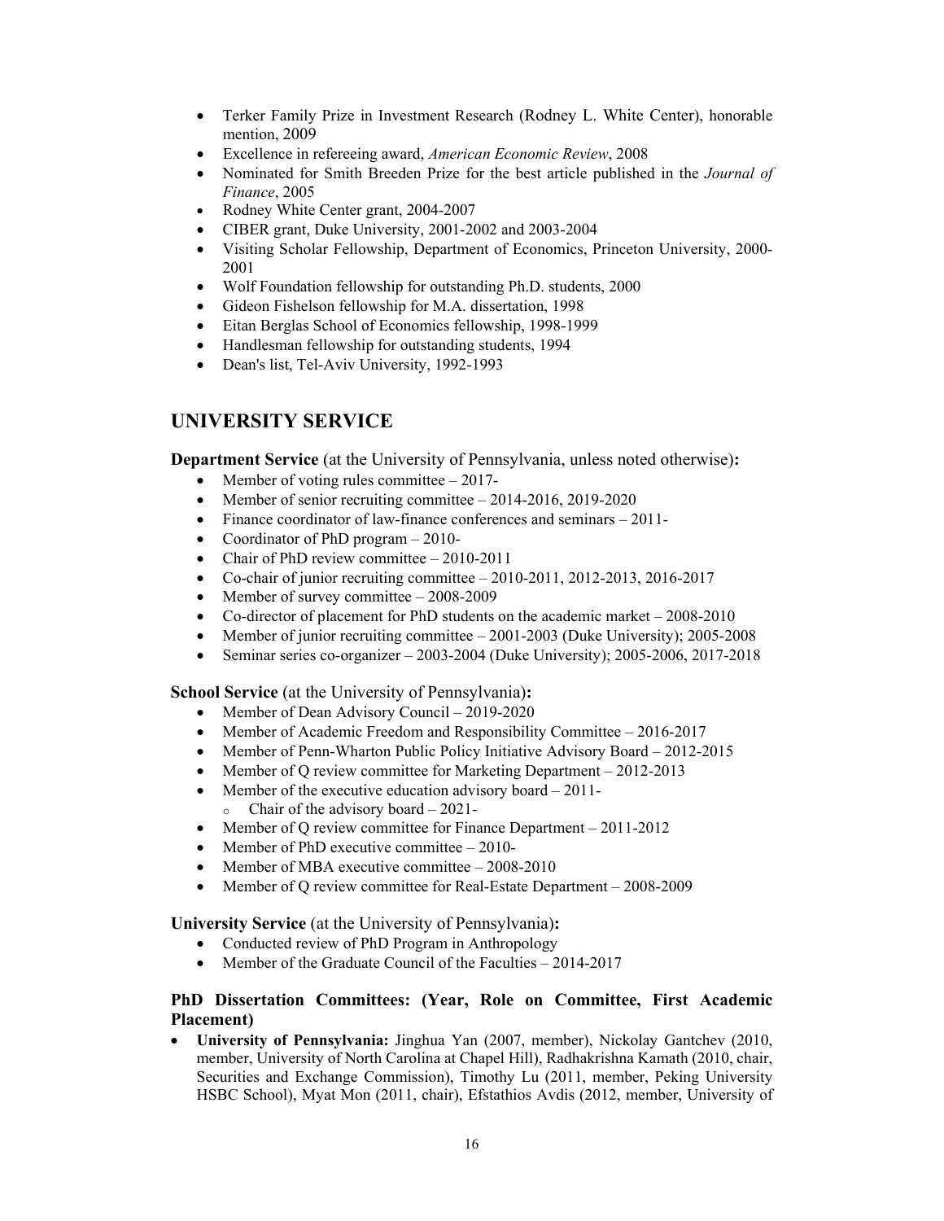- Terker Family Prize in Investment Research (Rodney L. White Center), honorable mention, 2009
- Excellence in refereeing award, *American Economic Review*, 2008
- Nominated for Smith Breeden Prize for the best article published in the *Journal of Finance*, 2005
- Rodney White Center grant, 2004-2007
- CIBER grant, Duke University, 2001-2002 and 2003-2004
- Visiting Scholar Fellowship, Department of Economics, Princeton University, 2000-2001
- Wolf Foundation fellowship for outstanding Ph.D. students, 2000
- Gideon Fishelson fellowship for M.A. dissertation, 1998
- Eitan Berglas School of Economics fellowship, 1998-1999
- Handlesman fellowship for outstanding students, 1994
- Dean's list, Tel-Aviv University, 1992-1993

## UNIVERSITY SERVICE

**Department Service** (at the University of Pennsylvania, unless noted otherwise)**:**

- Member of voting rules committee – 2017-
- Member of senior recruiting committee – 2014-2016, 2019-2020
- Finance coordinator of law-finance conferences and seminars – 2011-
- Coordinator of PhD program – 2010-
- Chair of PhD review committee – 2010-2011
- Co-chair of junior recruiting committee – 2010-2011, 2012-2013, 2016-2017
- Member of survey committee – 2008-2009
- Co-director of placement for PhD students on the academic market – 2008-2010
- Member of junior recruiting committee – 2001-2003 (Duke University); 2005-2008
- Seminar series co-organizer – 2003-2004 (Duke University); 2005-2006, 2017-2018

**School Service** (at the University of Pennsylvania)**:**

- Member of Dean Advisory Council – 2019-2020
- Member of Academic Freedom and Responsibility Committee – 2016-2017
- Member of Penn-Wharton Public Policy Initiative Advisory Board – 2012-2015
- Member of Q review committee for Marketing Department – 2012-2013
- Member of the executive education advisory board – 2011-
  - Chair of the advisory board – 2021-
- Member of Q review committee for Finance Department – 2011-2012
- Member of PhD executive committee – 2010-
- Member of MBA executive committee – 2008-2010
- Member of Q review committee for Real-Estate Department – 2008-2009

**University Service** (at the University of Pennsylvania)**:**

- Conducted review of PhD Program in Anthropology
- Member of the Graduate Council of the Faculties – 2014-2017

**PhD Dissertation Committees: (Year, Role on Committee, First Academic Placement)**

- **University of Pennsylvania:** Jinghua Yan (2007, member), Nickolay Gantchev (2010, member, University of North Carolina at Chapel Hill), Radhakrishna Kamath (2010, chair, Securities and Exchange Commission), Timothy Lu (2011, member, Peking University HSBC School), Myat Mon (2011, chair), Efstathios Avdis (2012, member, University of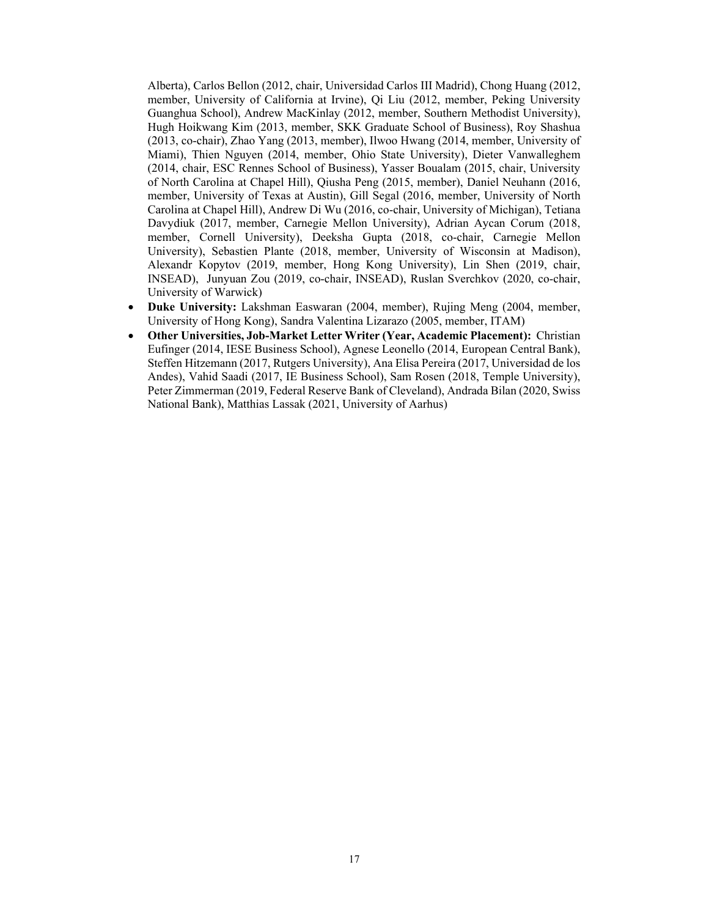Alberta), Carlos Bellon (2012, chair, Universidad Carlos III Madrid), Chong Huang (2012, member, University of California at Irvine), Qi Liu (2012, member, Peking University Guanghua School), Andrew MacKinlay (2012, member, Southern Methodist University), Hugh Hoikwang Kim (2013, member, SKK Graduate School of Business), Roy Shashua (2013, co-chair), Zhao Yang (2013, member), Ilwoo Hwang (2014, member, University of Miami), Thien Nguyen (2014, member, Ohio State University), Dieter Vanwalleghem (2014, chair, ESC Rennes School of Business), Yasser Boualam (2015, chair, University of North Carolina at Chapel Hill), Qiusha Peng (2015, member), Daniel Neuhann (2016, member, University of Texas at Austin), Gill Segal (2016, member, University of North Carolina at Chapel Hill), Andrew Di Wu (2016, co-chair, University of Michigan), Tetiana Davydiuk (2017, member, Carnegie Mellon University), Adrian Aycan Corum (2018, member, Cornell University), Deeksha Gupta (2018, co-chair, Carnegie Mellon University), Sebastien Plante (2018, member, University of Wisconsin at Madison), Alexandr Kopytov (2019, member, Hong Kong University), Lin Shen (2019, chair, INSEAD), Junyuan Zou (2019, co-chair, INSEAD), Ruslan Sverchkov (2020, co-chair, University of Warwick)

- **Duke University:** Lakshman Easwaran (2004, member), Rujing Meng (2004, member, University of Hong Kong), Sandra Valentina Lizarazo (2005, member, ITAM)
- **Other Universities, Job-Market Letter Writer (Year, Academic Placement):** Christian Eufinger (2014, IESE Business School), Agnese Leonello (2014, European Central Bank), Steffen Hitzemann (2017, Rutgers University), Ana Elisa Pereira (2017, Universidad de los Andes), Vahid Saadi (2017, IE Business School), Sam Rosen (2018, Temple University), Peter Zimmerman (2019, Federal Reserve Bank of Cleveland), Andrada Bilan (2020, Swiss National Bank), Matthias Lassak (2021, University of Aarhus)